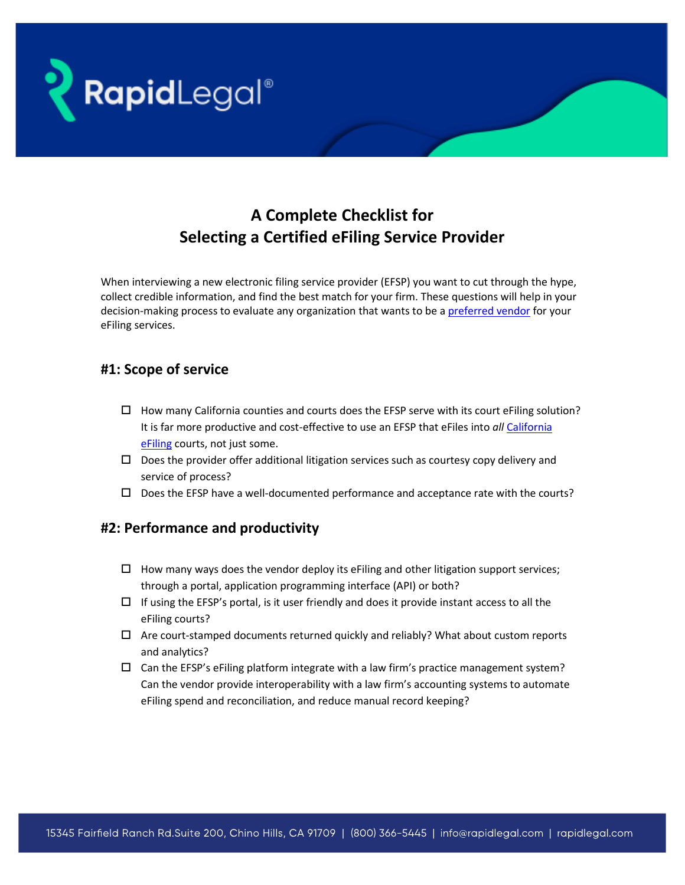# A Complete Checklist for Selecting a Certified eFiling Service Provider

When interviewing a new electronic filing service provider (EFSP) you want to cut through the hype, collect credible information, and find the best match for your firm. These questions will help in your decision-making process to evaluate any organization that wants to be a preferred vendor for your eFiling services.

## #1: Scope of service

- ☐ How many California counties and courts does the EFSP serve with its court eFiling solution? It is far more productive and cost-effective to use an EFSP that eFiles into *all* California eFiling courts, not just some.
- ☐ Does the provider offer additional litigation services such as courtesy copy delivery and service of process?
- ☐ Does the EFSP have a well-documented performance and acceptance rate with the courts?

## #2: Performance and productivity

- ☐ How many ways does the vendor deploy its eFiling and other litigation support services; through a portal, application programming interface (API) or both?
- ☐ If using the EFSP's portal, is it user friendly and does it provide instant access to all the eFiling courts?
- ☐ Are court-stamped documents returned quickly and reliably? What about custom reports and analytics?
- ☐ Can the EFSP's eFiling platform integrate with a law firm's practice management system? Can the vendor provide interoperability with a law firm's accounting systems to automate eFiling spend and reconciliation, and reduce manual record keeping?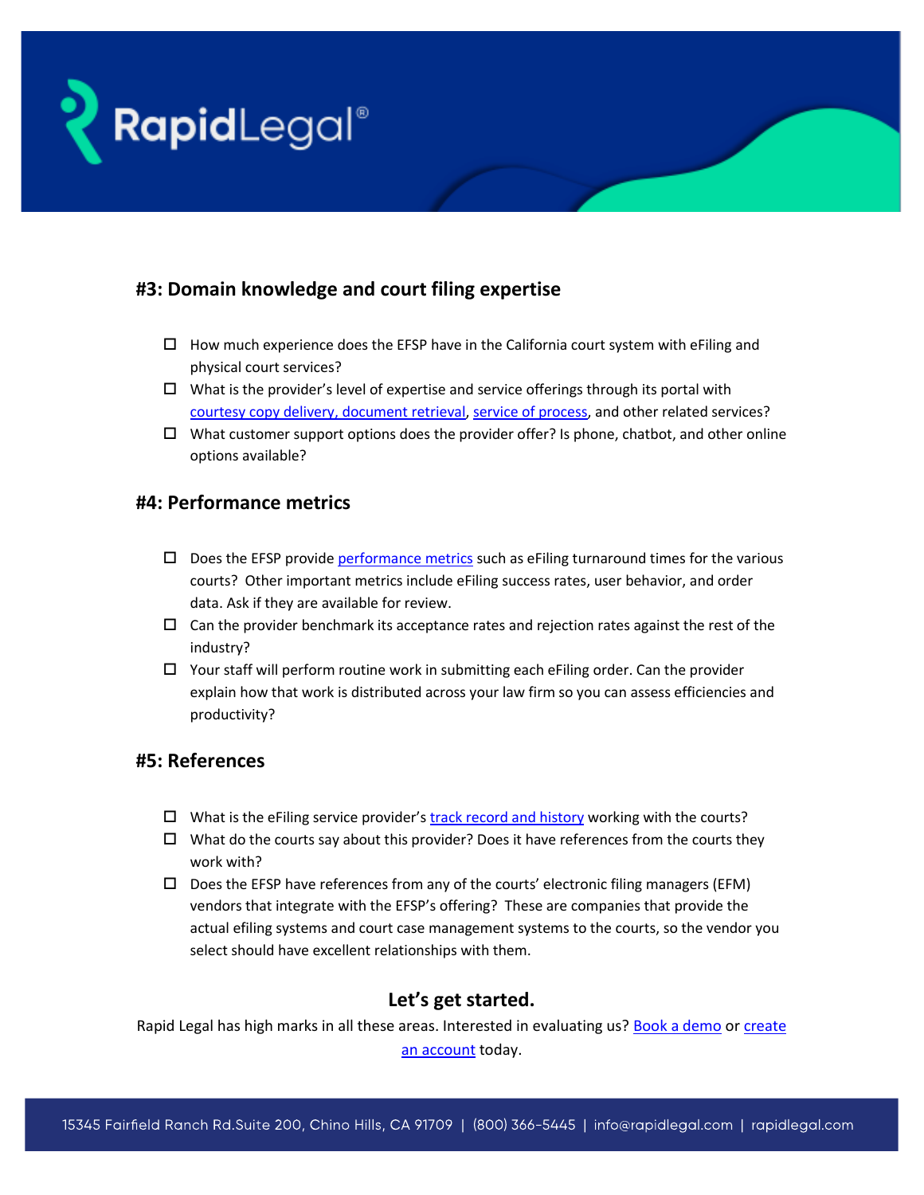## #3: Domain knowledge and court filing expertise

- ☐ How much experience does the EFSP have in the California court system with eFiling and physical court services?
- ☐ What is the provider's level of expertise and service offerings through its portal with courtesy copy delivery, document retrieval, service of process, and other related services?
- ☐ What customer support options does the provider offer? Is phone, chatbot, and other online options available?

## #4: Performance metrics

- ☐ Does the EFSP provide performance metrics such as eFiling turnaround times for the various courts? Other important metrics include eFiling success rates, user behavior, and order data. Ask if they are available for review.
- ☐ Can the provider benchmark its acceptance rates and rejection rates against the rest of the industry?
- ☐ Your staff will perform routine work in submitting each eFiling order. Can the provider explain how that work is distributed across your law firm so you can assess efficiencies and productivity?

## #5: References

- ☐ What is the eFiling service provider's track record and history working with the courts?
- ☐ What do the courts say about this provider? Does it have references from the courts they work with?
- ☐ Does the EFSP have references from any of the courts' electronic filing managers (EFM) vendors that integrate with the EFSP's offering? These are companies that provide the actual efiling systems and court case management systems to the courts, so the vendor you select should have excellent relationships with them.

## Let's get started.

Rapid Legal has high marks in all these areas. Interested in evaluating us? Book a demo or create an account today.